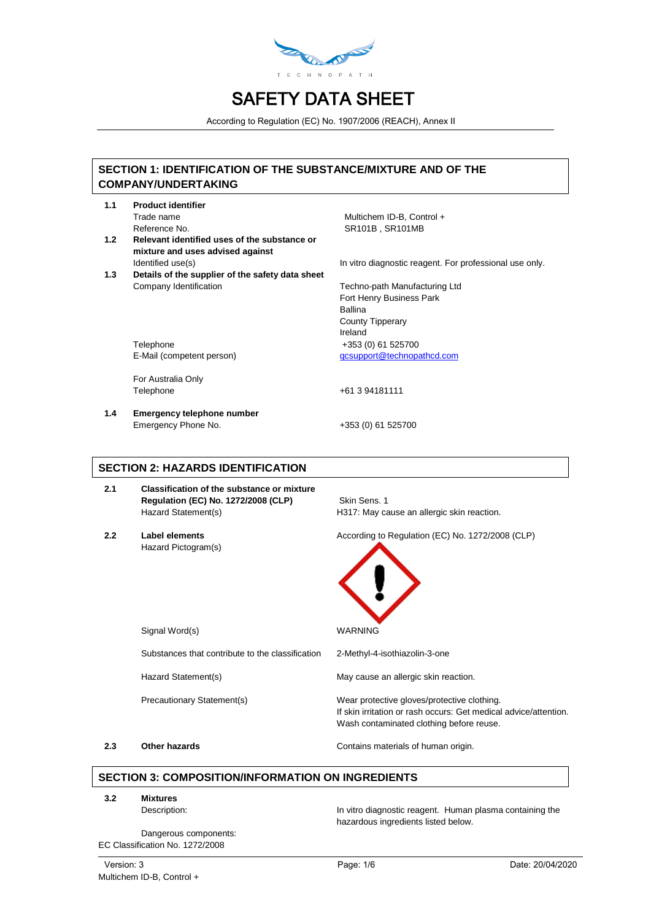TECHNOPATH

# SAFETY DATA SHEET

According to Regulation (EC) No. 1907/2006 (REACH), Annex II

## SECTION 1: IDENTIFICATION OF THE SUBSTANCE/MIXTURE AND OF THE COMPANY/UNDERTAKING

**1.1 Product identifier**

| | |
|---|---|
| Trade name | Multichem ID-B, Control + |
| Reference No. | SR101B , SR101MB |

**1.2 Relevant identified uses of the substance or mixture and uses advised against**

| | |
|---|---|
| Identified use(s) | In vitro diagnostic reagent. For professional use only. |

**1.3 Details of the supplier of the safety data sheet**

| | |
|---|---|
| Company Identification | Techno-path Manufacturing Ltd<br>Fort Henry Business Park<br>Ballina<br>County Tipperary<br>Ireland |
| Telephone | +353 (0) 61 525700 |
| E-Mail (competent person) | qcsupport@technopathcd.com |
| For Australia Only<br>Telephone | +61 3 94181111 |

**1.4 Emergency telephone number**

| | |
|---|---|
| Emergency Phone No. | +353 (0) 61 525700 |

## SECTION 2: HAZARDS IDENTIFICATION

**2.1 Classification of the substance or mixture**

| | |
|---|---|
| **Regulation (EC) No. 1272/2008 (CLP)** | Skin Sens. 1 |
| Hazard Statement(s) | H317: May cause an allergic skin reaction. |

**2.2 Label elements**

| | |
|---|---|
| Hazard Pictogram(s) | According to Regulation (EC) No. 1272/2008 (CLP) |
| Signal Word(s) | WARNING |
| Substances that contribute to the classification | 2-Methyl-4-isothiazolin-3-one |
| Hazard Statement(s) | May cause an allergic skin reaction. |
| Precautionary Statement(s) | Wear protective gloves/protective clothing.<br>If skin irritation or rash occurs: Get medical advice/attention.<br>Wash contaminated clothing before reuse. |

**2.3 Other hazards**

Contains materials of human origin.

## SECTION 3: COMPOSITION/INFORMATION ON INGREDIENTS

**3.2 Mixtures**

| | |
|---|---|
| Description: | In vitro diagnostic reagent. Human plasma containing the hazardous ingredients listed below. |

Dangerous components:

EC Classification No. 1272/2008

Version: 3 | Date: 20/04/2020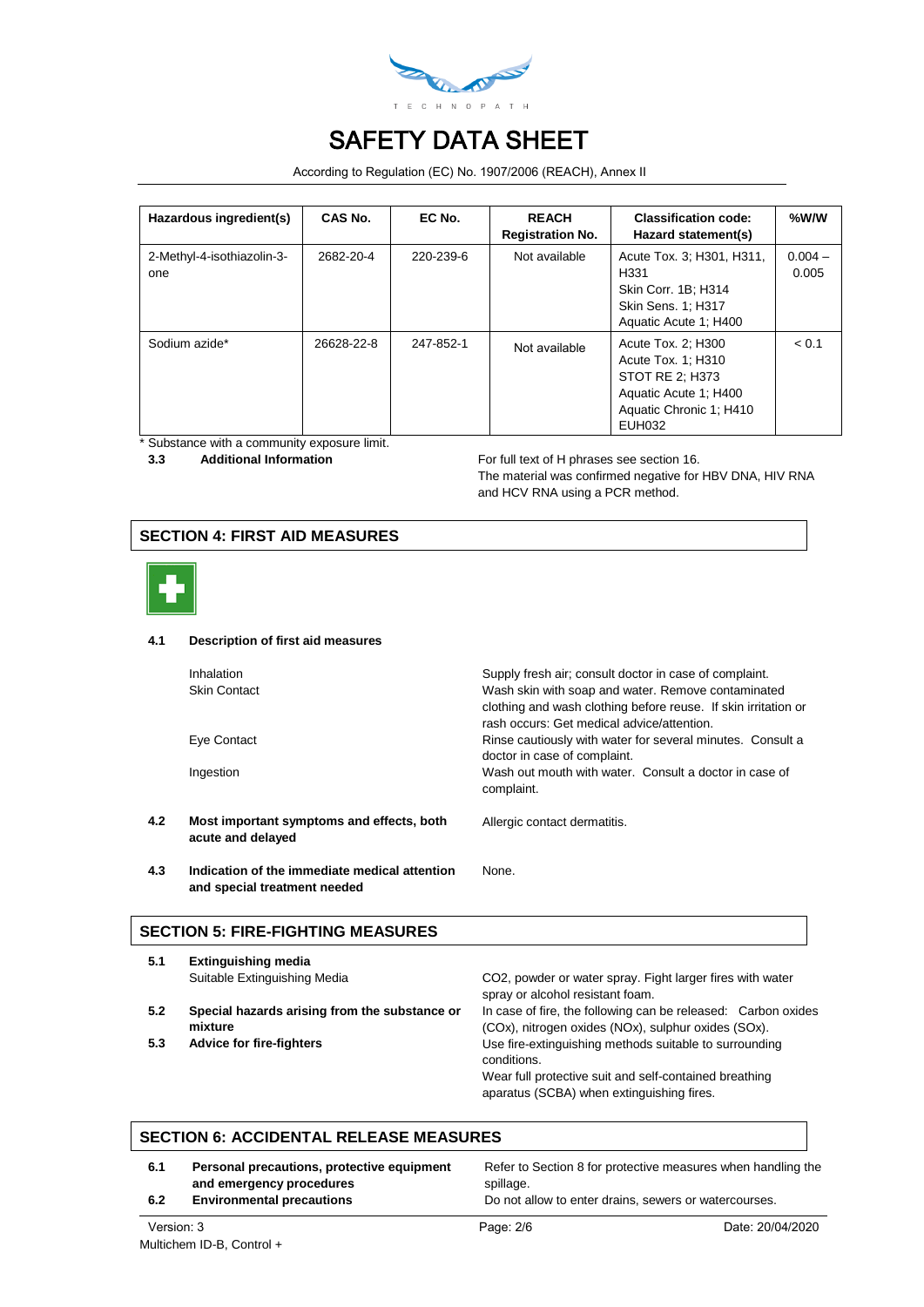| Hazardous ingredient(s) | CAS No. | EC No. | REACH Registration No. | Classification code: Hazard statement(s) | %W/W |
|---|---|---|---|---|---|
| 2-Methyl-4-isothiazolin-3-one | 2682-20-4 | 220-239-6 | Not available | Acute Tox. 3; H301, H311, H331<br>Skin Corr. 1B; H314<br>Skin Sens. 1; H317<br>Aquatic Acute 1; H400 | 0.004 – 0.005 |
| Sodium azide* | 26628-22-8 | 247-852-1 | Not available | Acute Tox. 2; H300<br>Acute Tox. 1; H310<br>STOT RE 2; H373<br>Aquatic Acute 1; H400<br>Aquatic Chronic 1; H410<br>EUH032 | < 0.1 |

\* Substance with a community exposure limit.

**3.3 Additional Information**

For full text of H phrases see section 16.
The material was confirmed negative for HBV DNA, HIV RNA and HCV RNA using a PCR method.

## SECTION 4: FIRST AID MEASURES

**4.1 Description of first aid measures**

Inhalation: Supply fresh air; consult doctor in case of complaint.

Skin Contact: Wash skin with soap and water. Remove contaminated clothing and wash clothing before reuse. If skin irritation or rash occurs: Get medical advice/attention.

Eye Contact: Rinse cautiously with water for several minutes. Consult a doctor in case of complaint.

Ingestion: Wash out mouth with water. Consult a doctor in case of complaint.

**4.2 Most important symptoms and effects, both acute and delayed**

Allergic contact dermatitis.

**4.3 Indication of the immediate medical attention and special treatment needed**

None.

## SECTION 5: FIRE-FIGHTING MEASURES

**5.1 Extinguishing media**

Suitable Extinguishing Media: $CO_2$, powder or water spray. Fight larger fires with water spray or alcohol resistant foam.

**5.2 Special hazards arising from the substance or mixture**

In case of fire, the following can be released: Carbon oxides ($CO_x$), nitrogen oxides ($NO_x$), sulphur oxides ($SO_x$).

**5.3 Advice for fire-fighters**

Use fire-extinguishing methods suitable to surrounding conditions.
Wear full protective suit and self-contained breathing aparatus (SCBA) when extinguishing fires.

## SECTION 6: ACCIDENTAL RELEASE MEASURES

**6.1 Personal precautions, protective equipment and emergency procedures**

Refer to Section 8 for protective measures when handling the spillage.

**6.2 Environmental precautions**

Do not allow to enter drains, sewers or watercourses.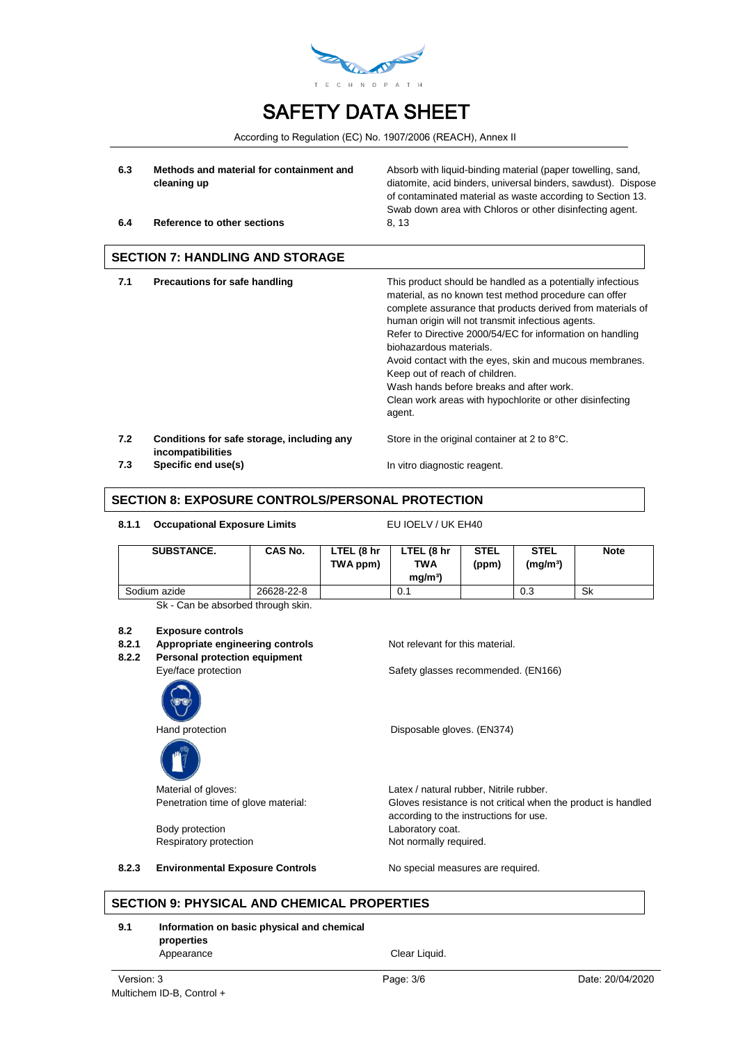| | | |
|---|---|---|
| **6.3** | **Methods and material for containment and cleaning up** | Absorb with liquid-binding material (paper towelling, sand, diatomite, acid binders, universal binders, sawdust). Dispose of contaminated material as waste according to Section 13. Swab down area with Chloros or other disinfecting agent. |
| **6.4** | **Reference to other sections** | 8, 13 |

## SECTION 7: HANDLING AND STORAGE

| | | |
|---|---|---|
| **7.1** | **Precautions for safe handling** | This product should be handled as a potentially infectious material, as no known test method procedure can offer complete assurance that products derived from materials of human origin will not transmit infectious agents.<br>Refer to Directive 2000/54/EC for information on handling biohazardous materials.<br>Avoid contact with the eyes, skin and mucous membranes.<br>Keep out of reach of children.<br>Wash hands before breaks and after work.<br>Clean work areas with hypochlorite or other disinfecting agent. |
| **7.2** | **Conditions for safe storage, including any incompatibilities** | Store in the original container at 2 to 8°C. |
| **7.3** | **Specific end use(s)** | In vitro diagnostic reagent. |

## SECTION 8: EXPOSURE CONTROLS/PERSONAL PROTECTION

**8.1.1 Occupational Exposure Limits** EU IOELV / UK EH40

| SUBSTANCE. | CAS No. | LTEL (8 hr TWA ppm) | LTEL (8 hr TWA mg/m³) | STEL (ppm) | STEL (mg/m³) | Note |
|---|---|---|---|---|---|---|
| Sodium azide | 26628-22-8 | | 0.1 | | 0.3 | Sk |

Sk - Can be absorbed through skin.

**8.2 Exposure controls**

**8.2.1 Appropriate engineering controls** Not relevant for this material.

**8.2.2 Personal protection equipment**

Eye/face protection: Safety glasses recommended. (EN166)

Hand protection: Disposable gloves. (EN374)

Material of gloves: Latex / natural rubber, Nitrile rubber.

Penetration time of glove material: Gloves resistance is not critical when the product is handled according to the instructions for use.

Body protection: Laboratory coat.

Respiratory protection: Not normally required.

**8.2.3 Environmental Exposure Controls** No special measures are required.

## SECTION 9: PHYSICAL AND CHEMICAL PROPERTIES

**9.1 Information on basic physical and chemical properties**

Appearance: Clear Liquid.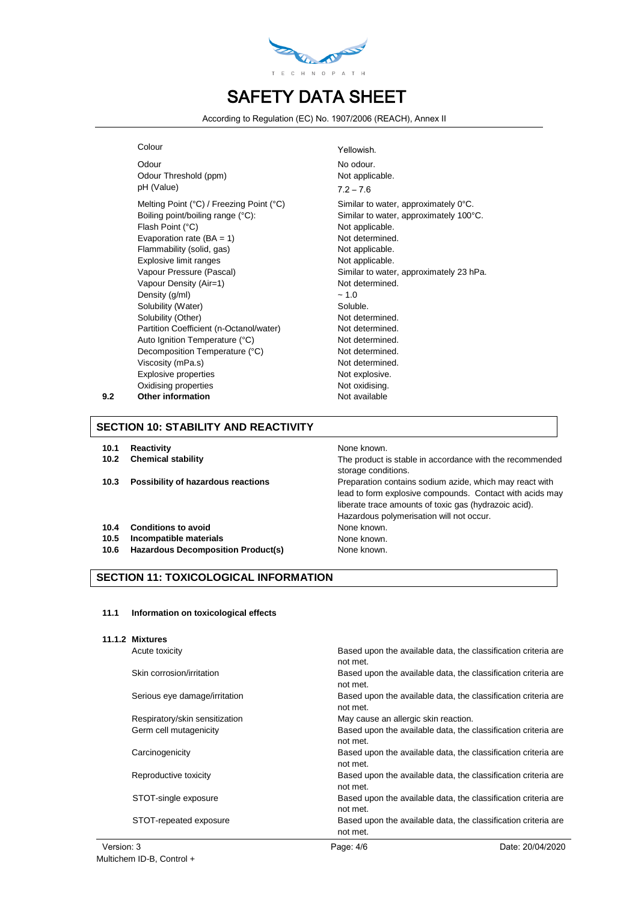| | | |
|---|---|---|
| | Colour | Yellowish. |
| | Odour | No odour. |
| | Odour Threshold (ppm) | Not applicable. |
| | pH (Value) | 7.2 – 7.6 |
| | Melting Point (°C) / Freezing Point (°C) | Similar to water, approximately 0°C. |
| | Boiling point/boiling range (°C): | Similar to water, approximately 100°C. |
| | Flash Point (°C) | Not applicable. |
| | Evaporation rate (BA = 1) | Not determined. |
| | Flammability (solid, gas) | Not applicable. |
| | Explosive limit ranges | Not applicable. |
| | Vapour Pressure (Pascal) | Similar to water, approximately 23 hPa. |
| | Vapour Density (Air=1) | Not determined. |
| | Density (g/ml) | ~ 1.0 |
| | Solubility (Water) | Soluble. |
| | Solubility (Other) | Not determined. |
| | Partition Coefficient (n-Octanol/water) | Not determined. |
| | Auto Ignition Temperature (°C) | Not determined. |
| | Decomposition Temperature (°C) | Not determined. |
| | Viscosity (mPa.s) | Not determined. |
| | Explosive properties | Not explosive. |
| | Oxidising properties | Not oxidising. |
| **9.2** | **Other information** | Not available |

## SECTION 10: STABILITY AND REACTIVITY

| | | |
|---|---|---|
| **10.1** | **Reactivity** | None known. |
| **10.2** | **Chemical stability** | The product is stable in accordance with the recommended storage conditions. |
| **10.3** | **Possibility of hazardous reactions** | Preparation contains sodium azide, which may react with lead to form explosive compounds. Contact with acids may liberate trace amounts of toxic gas (hydrazoic acid). Hazardous polymerisation will not occur. |
| **10.4** | **Conditions to avoid** | None known. |
| **10.5** | **Incompatible materials** | None known. |
| **10.6** | **Hazardous Decomposition Product(s)** | None known. |

## SECTION 11: TOXICOLOGICAL INFORMATION

**11.1 Information on toxicological effects**

**11.1.2 Mixtures**

| | |
|---|---|
| Acute toxicity | Based upon the available data, the classification criteria are not met. |
| Skin corrosion/irritation | Based upon the available data, the classification criteria are not met. |
| Serious eye damage/irritation | Based upon the available data, the classification criteria are not met. |
| Respiratory/skin sensitization | May cause an allergic skin reaction. |
| Germ cell mutagenicity | Based upon the available data, the classification criteria are not met. |
| Carcinogenicity | Based upon the available data, the classification criteria are not met. |
| Reproductive toxicity | Based upon the available data, the classification criteria are not met. |
| STOT-single exposure | Based upon the available data, the classification criteria are not met. |
| STOT-repeated exposure | Based upon the available data, the classification criteria are not met. |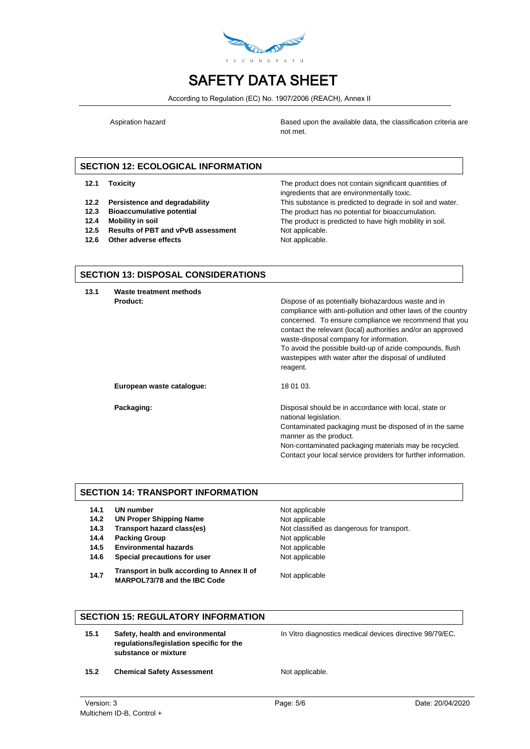Aspiration hazard — Based upon the available data, the classification criteria are not met.

## SECTION 12: ECOLOGICAL INFORMATION

| | | |
|---|---|---|
| **12.1** | **Toxicity** | The product does not contain significant quantities of ingredients that are environmentally toxic. |
| **12.2** | **Persistence and degradability** | This substance is predicted to degrade in soil and water. |
| **12.3** | **Bioaccumulative potential** | The product has no potential for bioaccumulation. |
| **12.4** | **Mobility in soil** | The product is predicted to have high mobility in soil. |
| **12.5** | **Results of PBT and vPvB assessment** | Not applicable. |
| **12.6** | **Other adverse effects** | Not applicable. |

## SECTION 13: DISPOSAL CONSIDERATIONS

**13.1 Waste treatment methods**

**Product:**

Dispose of as potentially biohazardous waste and in compliance with anti-pollution and other laws of the country concerned. To ensure compliance we recommend that you contact the relevant (local) authorities and/or an approved waste-disposal company for information.
To avoid the possible build-up of azide compounds, flush wastepipes with water after the disposal of undiluted reagent.

**European waste catalogue:** 18 01 03.

**Packaging:**

Disposal should be in accordance with local, state or national legislation.
Contaminated packaging must be disposed of in the same manner as the product.
Non-contaminated packaging materials may be recycled.
Contact your local service providers for further information.

## SECTION 14: TRANSPORT INFORMATION

| | | |
|---|---|---|
| **14.1** | **UN number** | Not applicable |
| **14.2** | **UN Proper Shipping Name** | Not applicable |
| **14.3** | **Transport hazard class(es)** | Not classified as dangerous for transport. |
| **14.4** | **Packing Group** | Not applicable |
| **14.5** | **Environmental hazards** | Not applicable |
| **14.6** | **Special precautions for user** | Not applicable |
| **14.7** | **Transport in bulk according to Annex II of MARPOL73/78 and the IBC Code** | Not applicable |

## SECTION 15: REGULATORY INFORMATION

| | | |
|---|---|---|
| **15.1** | **Safety, health and environmental regulations/legislation specific for the substance or mixture** | In Vitro diagnostics medical devices directive 98/79/EC. |
| **15.2** | **Chemical Safety Assessment** | Not applicable. |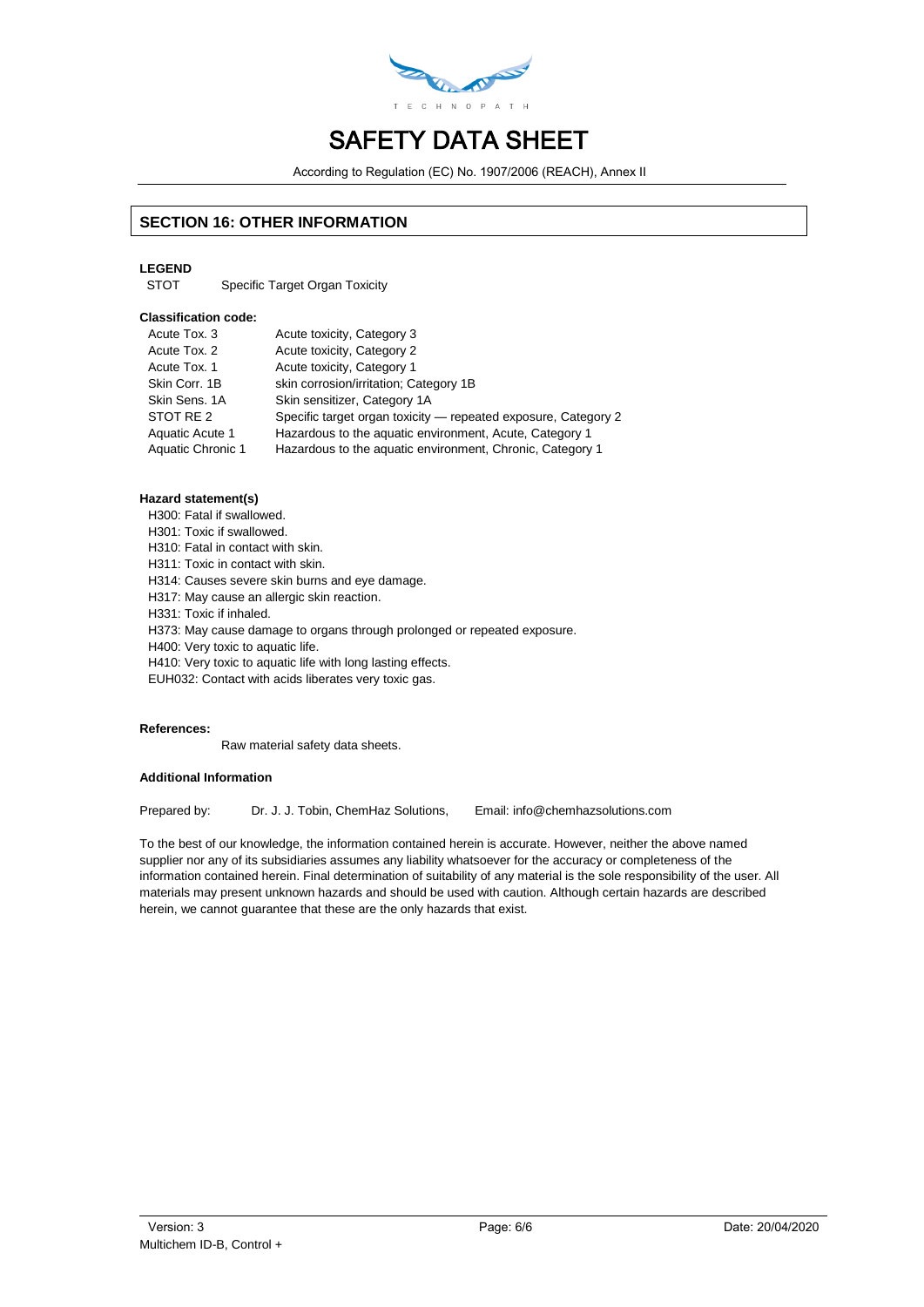# SAFETY DATA SHEET

According to Regulation (EC) No. 1907/2006 (REACH), Annex II

## SECTION 16: OTHER INFORMATION

**LEGEND**

STOT Specific Target Organ Toxicity

**Classification code:**

| | |
|---|---|
| Acute Tox. 3 | Acute toxicity, Category 3 |
| Acute Tox. 2 | Acute toxicity, Category 2 |
| Acute Tox. 1 | Acute toxicity, Category 1 |
| Skin Corr. 1B | skin corrosion/irritation; Category 1B |
| Skin Sens. 1A | Skin sensitizer, Category 1A |
| STOT RE 2 | Specific target organ toxicity — repeated exposure, Category 2 |
| Aquatic Acute 1 | Hazardous to the aquatic environment, Acute, Category 1 |
| Aquatic Chronic 1 | Hazardous to the aquatic environment, Chronic, Category 1 |

**Hazard statement(s)**

H300: Fatal if swallowed.
H301: Toxic if swallowed.
H310: Fatal in contact with skin.
H311: Toxic in contact with skin.
H314: Causes severe skin burns and eye damage.
H317: May cause an allergic skin reaction.
H331: Toxic if inhaled.
H373: May cause damage to organs through prolonged or repeated exposure.
H400: Very toxic to aquatic life.
H410: Very toxic to aquatic life with long lasting effects.
EUH032: Contact with acids liberates very toxic gas.

**References:**

Raw material safety data sheets.

**Additional Information**

Prepared by: Dr. J. J. Tobin, ChemHaz Solutions, Email: info@chemhazsolutions.com

To the best of our knowledge, the information contained herein is accurate. However, neither the above named supplier nor any of its subsidiaries assumes any liability whatsoever for the accuracy or completeness of the information contained herein. Final determination of suitability of any material is the sole responsibility of the user. All materials may present unknown hazards and should be used with caution. Although certain hazards are described herein, we cannot guarantee that these are the only hazards that exist.

Version: 3 Date: 20/04/2020
Multichem ID-B, Control +